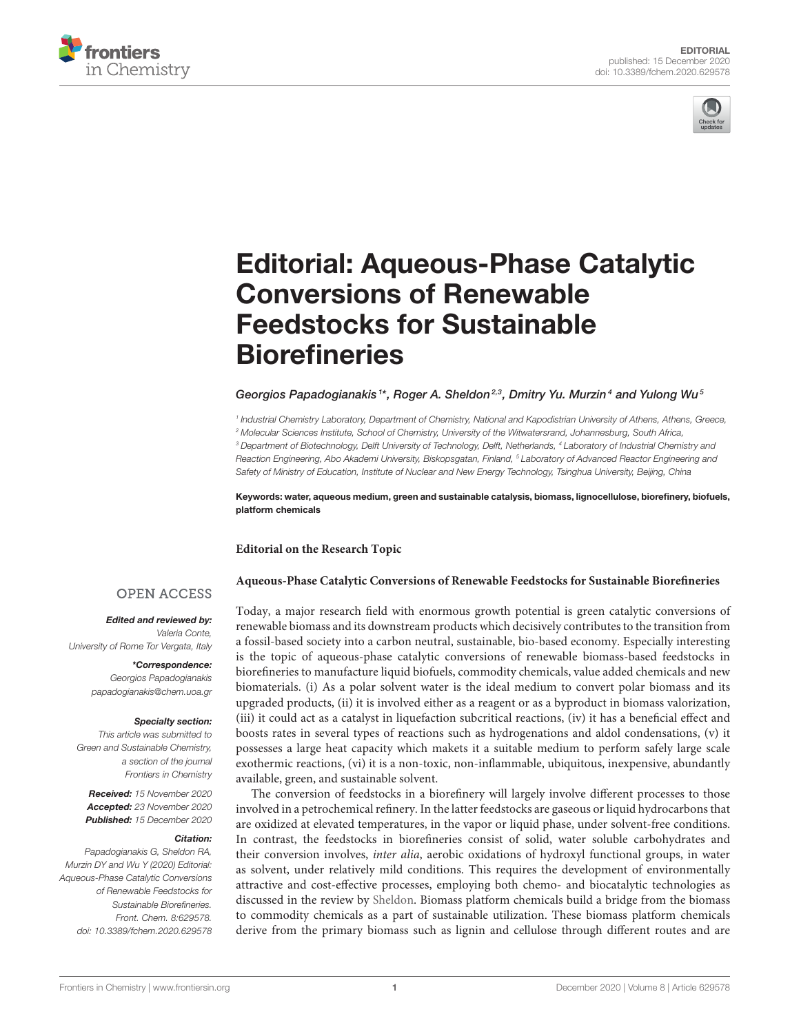EDITORIAL
published: 15 December 2020
doi: 10.3389/fchem.2020.629578

# Editorial: Aqueous-Phase Catalytic Conversions of Renewable Feedstocks for Sustainable Biorefineries

*Georgios Papadogianakis[1]\*, Roger A. Sheldon[2,3], Dmitry Yu. Murzin[4] and Yulong Wu[5]*

[1] Industrial Chemistry Laboratory, Department of Chemistry, National and Kapodistrian University of Athens, Athens, Greece, [2] Molecular Sciences Institute, School of Chemistry, University of the Witwatersrand, Johannesburg, South Africa, [3] Department of Biotechnology, Delft University of Technology, Delft, Netherlands, [4] Laboratory of Industrial Chemistry and Reaction Engineering, Abo Akademi University, Biskopsgatan, Finland, [5] Laboratory of Advanced Reactor Engineering and Safety of Ministry of Education, Institute of Nuclear and New Energy Technology, Tsinghua University, Beijing, China

**Keywords: water, aqueous medium, green and sustainable catalysis, biomass, lignocellulose, biorefinery, biofuels, platform chemicals**

OPEN ACCESS

***Edited and reviewed by:***
*Valeria Conte, University of Rome Tor Vergata, Italy*

***\*Correspondence:***
*Georgios Papadogianakis*
*papadogianakis@chem.uoa.gr*

***Specialty section:***
*This article was submitted to Green and Sustainable Chemistry, a section of the journal Frontiers in Chemistry*

***Received:*** *15 November 2020*
***Accepted:*** *23 November 2020*
***Published:*** *15 December 2020*

***Citation:***
*Papadogianakis G, Sheldon RA, Murzin DY and Wu Y (2020) Editorial: Aqueous-Phase Catalytic Conversions of Renewable Feedstocks for Sustainable Biorefineries. Front. Chem. 8:629578. doi: 10.3389/fchem.2020.629578*

**Editorial on the Research Topic**

**Aqueous-Phase Catalytic Conversions of Renewable Feedstocks for Sustainable Biorefineries**

Today, a major research field with enormous growth potential is green catalytic conversions of renewable biomass and its downstream products which decisively contributes to the transition from a fossil-based society into a carbon neutral, sustainable, bio-based economy. Especially interesting is the topic of aqueous-phase catalytic conversions of renewable biomass-based feedstocks in biorefineries to manufacture liquid biofuels, commodity chemicals, value added chemicals and new biomaterials. (i) As a polar solvent water is the ideal medium to convert polar biomass and its upgraded products, (ii) it is involved either as a reagent or as a byproduct in biomass valorization, (iii) it could act as a catalyst in liquefaction subcritical reactions, (iv) it has a beneficial effect and boosts rates in several types of reactions such as hydrogenations and aldol condensations, (v) it possesses a large heat capacity which makets it a suitable medium to perform safely large scale exothermic reactions, (vi) it is a non-toxic, non-inflammable, ubiquitous, inexpensive, abundantly available, green, and sustainable solvent.

The conversion of feedstocks in a biorefinery will largely involve different processes to those involved in a petrochemical refinery. In the latter feedstocks are gaseous or liquid hydrocarbons that are oxidized at elevated temperatures, in the vapor or liquid phase, under solvent-free conditions. In contrast, the feedstocks in biorefineries consist of solid, water soluble carbohydrates and their conversion involves, *inter alia*, aerobic oxidations of hydroxyl functional groups, in water as solvent, under relatively mild conditions. This requires the development of environmentally attractive and cost-effective processes, employing both chemo- and biocatalytic technologies as discussed in the review by Sheldon. Biomass platform chemicals build a bridge from the biomass to commodity chemicals as a part of sustainable utilization. These biomass platform chemicals derive from the primary biomass such as lignin and cellulose through different routes and are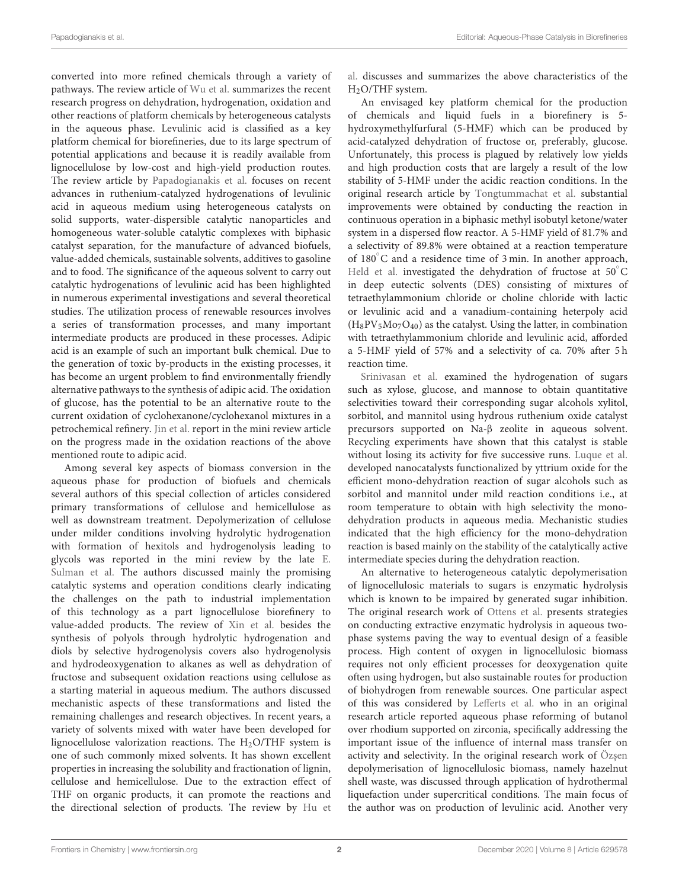converted into more refined chemicals through a variety of pathways. The review article of Wu et al. summarizes the recent research progress on dehydration, hydrogenation, oxidation and other reactions of platform chemicals by heterogeneous catalysts in the aqueous phase. Levulinic acid is classified as a key platform chemical for biorefineries, due to its large spectrum of potential applications and because it is readily available from lignocellulose by low-cost and high-yield production routes. The review article by Papadogianakis et al. focuses on recent advances in ruthenium-catalyzed hydrogenations of levulinic acid in aqueous medium using heterogeneous catalysts on solid supports, water-dispersible catalytic nanoparticles and homogeneous water-soluble catalytic complexes with biphasic catalyst separation, for the manufacture of advanced biofuels, value-added chemicals, sustainable solvents, additives to gasoline and to food. The significance of the aqueous solvent to carry out catalytic hydrogenations of levulinic acid has been highlighted in numerous experimental investigations and several theoretical studies. The utilization process of renewable resources involves a series of transformation processes, and many important intermediate products are produced in these processes. Adipic acid is an example of such an important bulk chemical. Due to the generation of toxic by-products in the existing processes, it has become an urgent problem to find environmentally friendly alternative pathways to the synthesis of adipic acid. The oxidation of glucose, has the potential to be an alternative route to the current oxidation of cyclohexanone/cyclohexanol mixtures in a petrochemical refinery. Jin et al. report in the mini review article on the progress made in the oxidation reactions of the above mentioned route to adipic acid.

Among several key aspects of biomass conversion in the aqueous phase for production of biofuels and chemicals several authors of this special collection of articles considered primary transformations of cellulose and hemicellulose as well as downstream treatment. Depolymerization of cellulose under milder conditions involving hydrolytic hydrogenation with formation of hexitols and hydrogenolysis leading to glycols was reported in the mini review by the late E. Sulman et al. The authors discussed mainly the promising catalytic systems and operation conditions clearly indicating the challenges on the path to industrial implementation of this technology as a part lignocellulose biorefinery to value-added products. The review of Xin et al. besides the synthesis of polyols through hydrolytic hydrogenation and diols by selective hydrogenolysis covers also hydrogenolysis and hydrodeoxygenation to alkanes as well as dehydration of fructose and subsequent oxidation reactions using cellulose as a starting material in aqueous medium. The authors discussed mechanistic aspects of these transformations and listed the remaining challenges and research objectives. In recent years, a variety of solvents mixed with water have been developed for lignocellulose valorization reactions. The $H_2O$/THF system is one of such commonly mixed solvents. It has shown excellent properties in increasing the solubility and fractionation of lignin, cellulose and hemicellulose. Due to the extraction effect of THF on organic products, it can promote the reactions and the directional selection of products. The review by Hu et al. discusses and summarizes the above characteristics of the $H_2O$/THF system.

An envisaged key platform chemical for the production of chemicals and liquid fuels in a biorefinery is 5-hydroxymethylfurfural (5-HMF) which can be produced by acid-catalyzed dehydration of fructose or, preferably, glucose. Unfortunately, this process is plagued by relatively low yields and high production costs that are largely a result of the low stability of 5-HMF under the acidic reaction conditions. In the original research article by Tongtummachat et al. substantial improvements were obtained by conducting the reaction in continuous operation in a biphasic methyl isobutyl ketone/water system in a dispersed flow reactor. A 5-HMF yield of 81.7% and a selectivity of 89.8% were obtained at a reaction temperature of 180°C and a residence time of 3 min. In another approach, Held et al. investigated the dehydration of fructose at 50°C in deep eutectic solvents (DES) consisting of mixtures of tetraethylammonium chloride or choline chloride with lactic or levulinic acid and a vanadium-containing heterpoly acid ($H_8PV_5Mo_7O_{40}$) as the catalyst. Using the latter, in combination with tetraethylammonium chloride and levulinic acid, afforded a 5-HMF yield of 57% and a selectivity of ca. 70% after 5 h reaction time.

Srinivasan et al. examined the hydrogenation of sugars such as xylose, glucose, and mannose to obtain quantitative selectivities toward their corresponding sugar alcohols xylitol, sorbitol, and mannitol using hydrous ruthenium oxide catalyst precursors supported on Na-β zeolite in aqueous solvent. Recycling experiments have shown that this catalyst is stable without losing its activity for five successive runs. Luque et al. developed nanocatalysts functionalized by yttrium oxide for the efficient mono-dehydration reaction of sugar alcohols such as sorbitol and mannitol under mild reaction conditions i.e., at room temperature to obtain with high selectivity the mono-dehydration products in aqueous media. Mechanistic studies indicated that the high efficiency for the mono-dehydration reaction is based mainly on the stability of the catalytically active intermediate species during the dehydration reaction.

An alternative to heterogeneous catalytic depolymerisation of lignocellulosic materials to sugars is enzymatic hydrolysis which is known to be impaired by generated sugar inhibition. The original research work of Ottens et al. presents strategies on conducting extractive enzymatic hydrolysis in aqueous two-phase systems paving the way to eventual design of a feasible process. High content of oxygen in lignocellulosic biomass requires not only efficient processes for deoxygenation quite often using hydrogen, but also sustainable routes for production of biohydrogen from renewable sources. One particular aspect of this was considered by Lefferts et al. who in an original research article reported aqueous phase reforming of butanol over rhodium supported on zirconia, specifically addressing the important issue of the influence of internal mass transfer on activity and selectivity. In the original research work of Özşen depolymerisation of lignocellulosic biomass, namely hazelnut shell waste, was discussed through application of hydrothermal liquefaction under supercritical conditions. The main focus of the author was on production of levulinic acid. Another very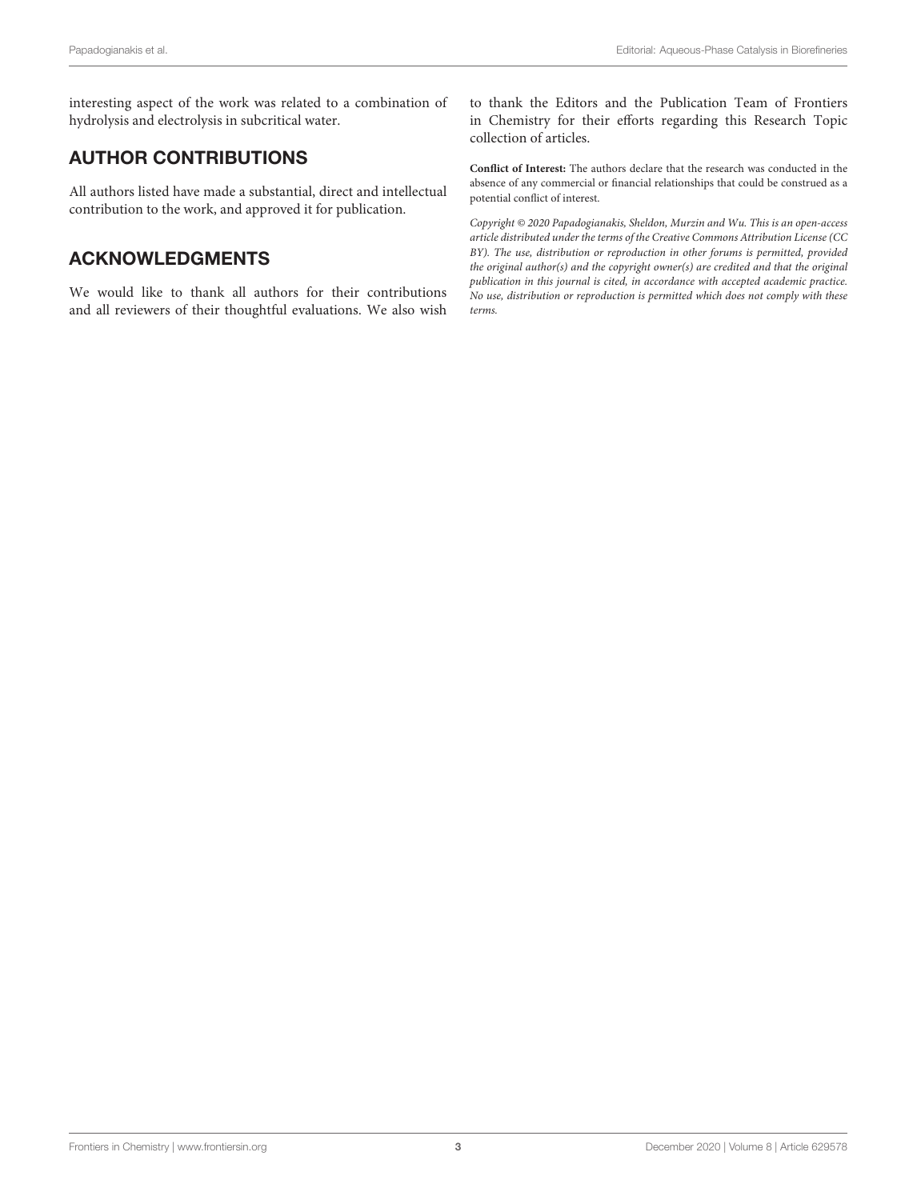interesting aspect of the work was related to a combination of hydrolysis and electrolysis in subcritical water.

## AUTHOR CONTRIBUTIONS

All authors listed have made a substantial, direct and intellectual contribution to the work, and approved it for publication.

## ACKNOWLEDGMENTS

We would like to thank all authors for their contributions and all reviewers of their thoughtful evaluations. We also wish to thank the Editors and the Publication Team of Frontiers in Chemistry for their efforts regarding this Research Topic collection of articles.

**Conflict of Interest:** The authors declare that the research was conducted in the absence of any commercial or financial relationships that could be construed as a potential conflict of interest.

*Copyright © 2020 Papadogianakis, Sheldon, Murzin and Wu. This is an open-access article distributed under the terms of the Creative Commons Attribution License (CC BY). The use, distribution or reproduction in other forums is permitted, provided the original author(s) and the copyright owner(s) are credited and that the original publication in this journal is cited, in accordance with accepted academic practice. No use, distribution or reproduction is permitted which does not comply with these terms.*